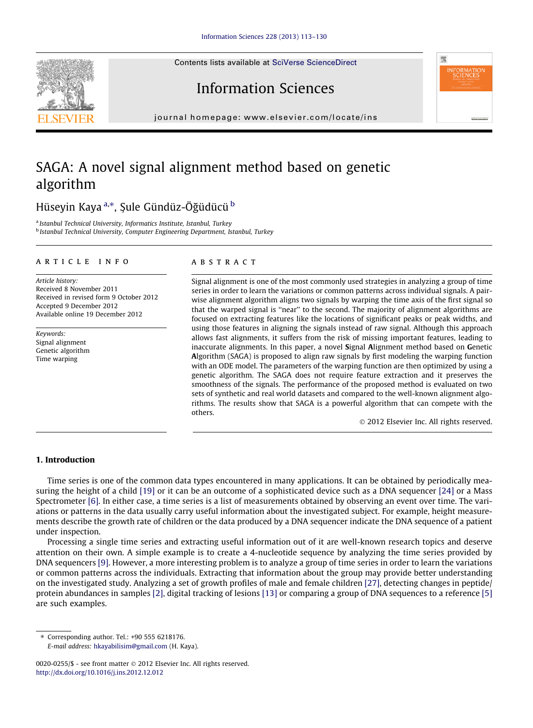# SAGA: A novel signal alignment method based on genetic algorithm

Hüseyin Kaya [a,*], Şule Gündüz-Öğüdücü [b]

[a] Istanbul Technical University, Informatics Institute, Istanbul, Turkey
[b] Istanbul Technical University, Computer Engineering Department, Istanbul, Turkey

## ARTICLE INFO

*Article history:*
Received 8 November 2011
Received in revised form 9 October 2012
Accepted 9 December 2012
Available online 19 December 2012

*Keywords:*
Signal alignment
Genetic algorithm
Time warping

## ABSTRACT

Signal alignment is one of the most commonly used strategies in analyzing a group of time series in order to learn the variations or common patterns across individual signals. A pairwise alignment algorithm aligns two signals by warping the time axis of the first signal so that the warped signal is "near" to the second. The majority of alignment algorithms are focused on extracting features like the locations of significant peaks or peak widths, and using those features in aligning the signals instead of raw signal. Although this approach allows fast alignments, it suffers from the risk of missing important features, leading to inaccurate alignments. In this paper, a novel **S**ignal **A**lignment method based on **G**enetic **A**lgorithm (SAGA) is proposed to align raw signals by first modeling the warping function with an ODE model. The parameters of the warping function are then optimized by using a genetic algorithm. The SAGA does not require feature extraction and it preserves the smoothness of the signals. The performance of the proposed method is evaluated on two sets of synthetic and real world datasets and compared to the well-known alignment algorithms. The results show that SAGA is a powerful algorithm that can compete with the others.

© 2012 Elsevier Inc. All rights reserved.

## 1. Introduction

Time series is one of the common data types encountered in many applications. It can be obtained by periodically measuring the height of a child [19] or it can be an outcome of a sophisticated device such as a DNA sequencer [24] or a Mass Spectrometer [6]. In either case, a time series is a list of measurements obtained by observing an event over time. The variations or patterns in the data usually carry useful information about the investigated subject. For example, height measurements describe the growth rate of children or the data produced by a DNA sequencer indicate the DNA sequence of a patient under inspection.

Processing a single time series and extracting useful information out of it are well-known research topics and deserve attention on their own. A simple example is to create a 4-nucleotide sequence by analyzing the time series provided by DNA sequencers [9]. However, a more interesting problem is to analyze a group of time series in order to learn the variations or common patterns across the individuals. Extracting that information about the group may provide better understanding on the investigated study. Analyzing a set of growth profiles of male and female children [27], detecting changes in peptide/protein abundances in samples [2], digital tracking of lesions [13] or comparing a group of DNA sequences to a reference [5] are such examples.

* Corresponding author. Tel.: +90 555 6218176.
*E-mail address:* hkayabilisim@gmail.com (H. Kaya).

0020-0255/$ - see front matter © 2012 Elsevier Inc. All rights reserved.
http://dx.doi.org/10.1016/j.ins.2012.12.012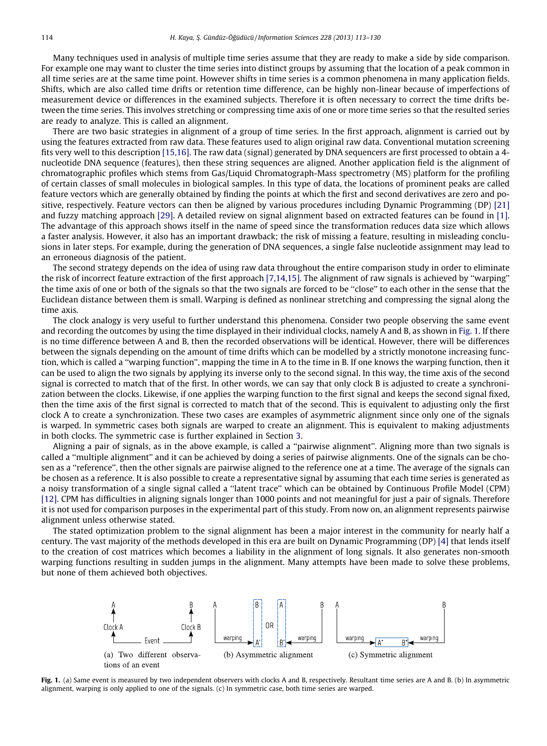Many techniques used in analysis of multiple time series assume that they are ready to make a side by side comparison. For example one may want to cluster the time series into distinct groups by assuming that the location of a peak common in all time series are at the same time point. However shifts in time series is a common phenomena in many application fields. Shifts, which are also called time drifts or retention time difference, can be highly non-linear because of imperfections of measurement device or differences in the examined subjects. Therefore it is often necessary to correct the time drifts between the time series. This involves stretching or compressing time axis of one or more time series so that the resulted series are ready to analyze. This is called an alignment.

There are two basic strategies in alignment of a group of time series. In the first approach, alignment is carried out by using the features extracted from raw data. These features used to align original raw data. Conventional mutation screening fits very well to this description [15,16]. The raw data (signal) generated by DNA sequencers are first processed to obtain a 4-nucleotide DNA sequence (features), then these string sequences are aligned. Another application field is the alignment of chromatographic profiles which stems from Gas/Liquid Chromatograph-Mass spectrometry (MS) platform for the profiling of certain classes of small molecules in biological samples. In this type of data, the locations of prominent peaks are called feature vectors which are generally obtained by finding the points at which the first and second derivatives are zero and positive, respectively. Feature vectors can then be aligned by various procedures including Dynamic Programming (DP) [21] and fuzzy matching approach [29]. A detailed review on signal alignment based on extracted features can be found in [1]. The advantage of this approach shows itself in the name of speed since the transformation reduces data size which allows a faster analysis. However, it also has an important drawback; the risk of missing a feature, resulting in misleading conclusions in later steps. For example, during the generation of DNA sequences, a single false nucleotide assignment may lead to an erroneous diagnosis of the patient.

The second strategy depends on the idea of using raw data throughout the entire comparison study in order to eliminate the risk of incorrect feature extraction of the first approach [7,14,15]. The alignment of raw signals is achieved by ''warping'' the time axis of one or both of the signals so that the two signals are forced to be ''close'' to each other in the sense that the Euclidean distance between them is small. Warping is defined as nonlinear stretching and compressing the signal along the time axis.

The clock analogy is very useful to further understand this phenomena. Consider two people observing the same event and recording the outcomes by using the time displayed in their individual clocks, namely A and B, as shown in Fig. 1. If there is no time difference between A and B, then the recorded observations will be identical. However, there will be differences between the signals depending on the amount of time drifts which can be modelled by a strictly monotone increasing function, which is called a ''warping function'', mapping the time in A to the time in B. If one knows the warping function, then it can be used to align the two signals by applying its inverse only to the second signal. In this way, the time axis of the second signal is corrected to match that of the first. In other words, we can say that only clock B is adjusted to create a synchronization between the clocks. Likewise, if one applies the warping function to the first signal and keeps the second signal fixed, then the time axis of the first signal is corrected to match that of the second. This is equivalent to adjusting only the first clock A to create a synchronization. These two cases are examples of asymmetric alignment since only one of the signals is warped. In symmetric cases both signals are warped to create an alignment. This is equivalent to making adjustments in both clocks. The symmetric case is further explained in Section 3.

Aligning a pair of signals, as in the above example, is called a ''pairwise alignment''. Aligning more than two signals is called a ''multiple alignment'' and it can be achieved by doing a series of pairwise alignments. One of the signals can be chosen as a ''reference'', then the other signals are pairwise aligned to the reference one at a time. The average of the signals can be chosen as a reference. It is also possible to create a representative signal by assuming that each time series is generated as a noisy transformation of a single signal called a ''latent trace'' which can be obtained by Continuous Profile Model (CPM) [12]. CPM has difficulties in aligning signals longer than 1000 points and not meaningful for just a pair of signals. Therefore it is not used for comparison purposes in the experimental part of this study. From now on, an alignment represents pairwise alignment unless otherwise stated.

The stated optimization problem to the signal alignment has been a major interest in the community for nearly half a century. The vast majority of the methods developed in this era are built on Dynamic Programming (DP) [4] that lends itself to the creation of cost matrices which becomes a liability in the alignment of long signals. It also generates non-smooth warping functions resulting in sudden jumps in the alignment. Many attempts have been made to solve these problems, but none of them achieved both objectives.

A
Clock A
B
Clock B
Event
(a) Two different observations of an event

A
warping
A'
B
OR
A
B'
warping
B
(b) Asymmetric alignment

A
warping
A*
B*
warping
B
(c) Symmetric alignment

**Fig. 1.** (a) Same event is measured by two independent observers with clocks A and B, respectively. Resultant time series are A and B. (b) In asymmetric alignment, warping is only applied to one of the signals. (c) In symmetric case, both time series are warped.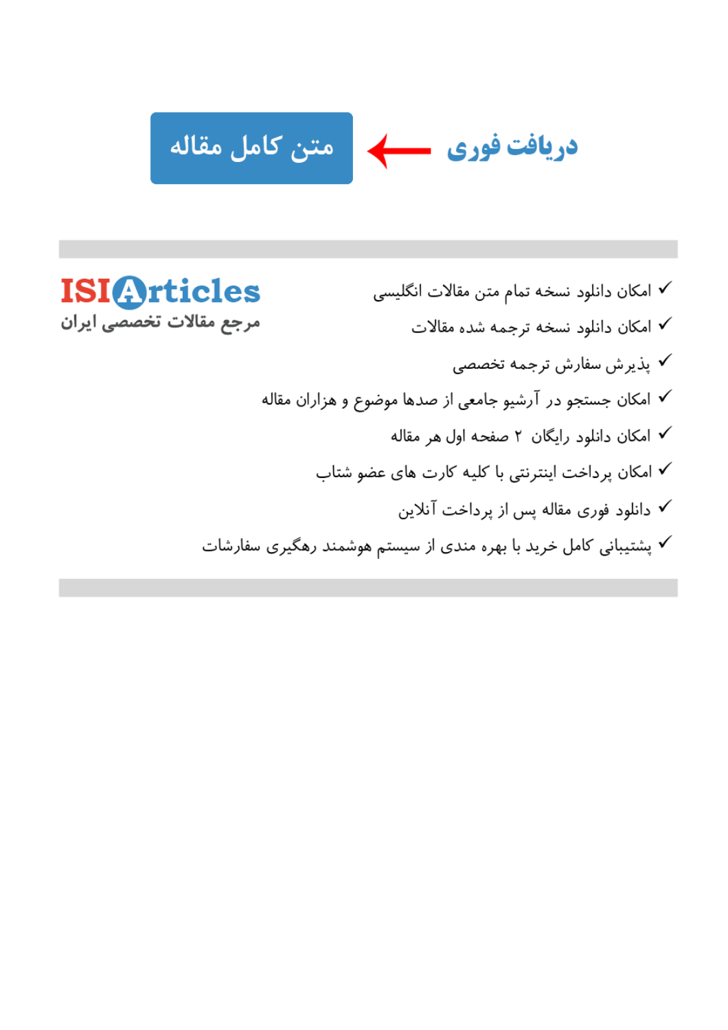دریافت فوری ← متن کامل مقاله

**ISIArticles**
مرجع مقالات تخصصی ایران

- ✓ امکان دانلود نسخه تمام متن مقالات انگلیسی
- ✓ امکان دانلود نسخه ترجمه شده مقالات
- ✓ پذیرش سفارش ترجمه تخصصی
- ✓ امکان جستجو در آرشیو جامعی از صدها موضوع و هزاران مقاله
- ✓ امکان دانلود رایگان ۲ صفحه اول هر مقاله
- ✓ امکان پرداخت اینترنتی با کلیه کارت های عضو شتاب
- ✓ دانلود فوری مقاله پس از پرداخت آنلاین
- ✓ پشتیبانی کامل خرید با بهره مندی از سیستم هوشمند رهگیری سفارشات